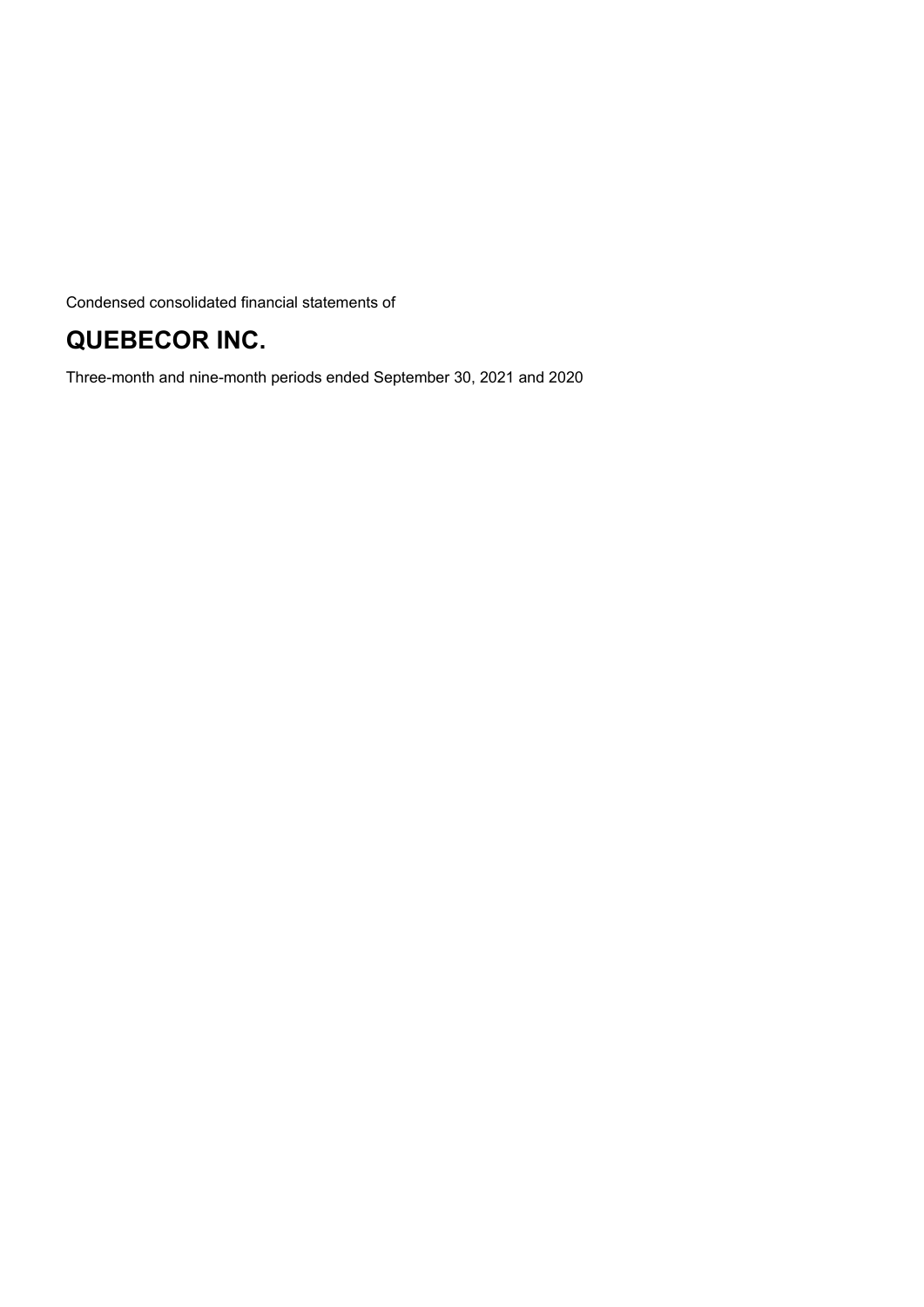Condensed consolidated financial statements of

# QUEBECOR INC.

Three-month and nine-month periods ended September 30, 2021 and 2020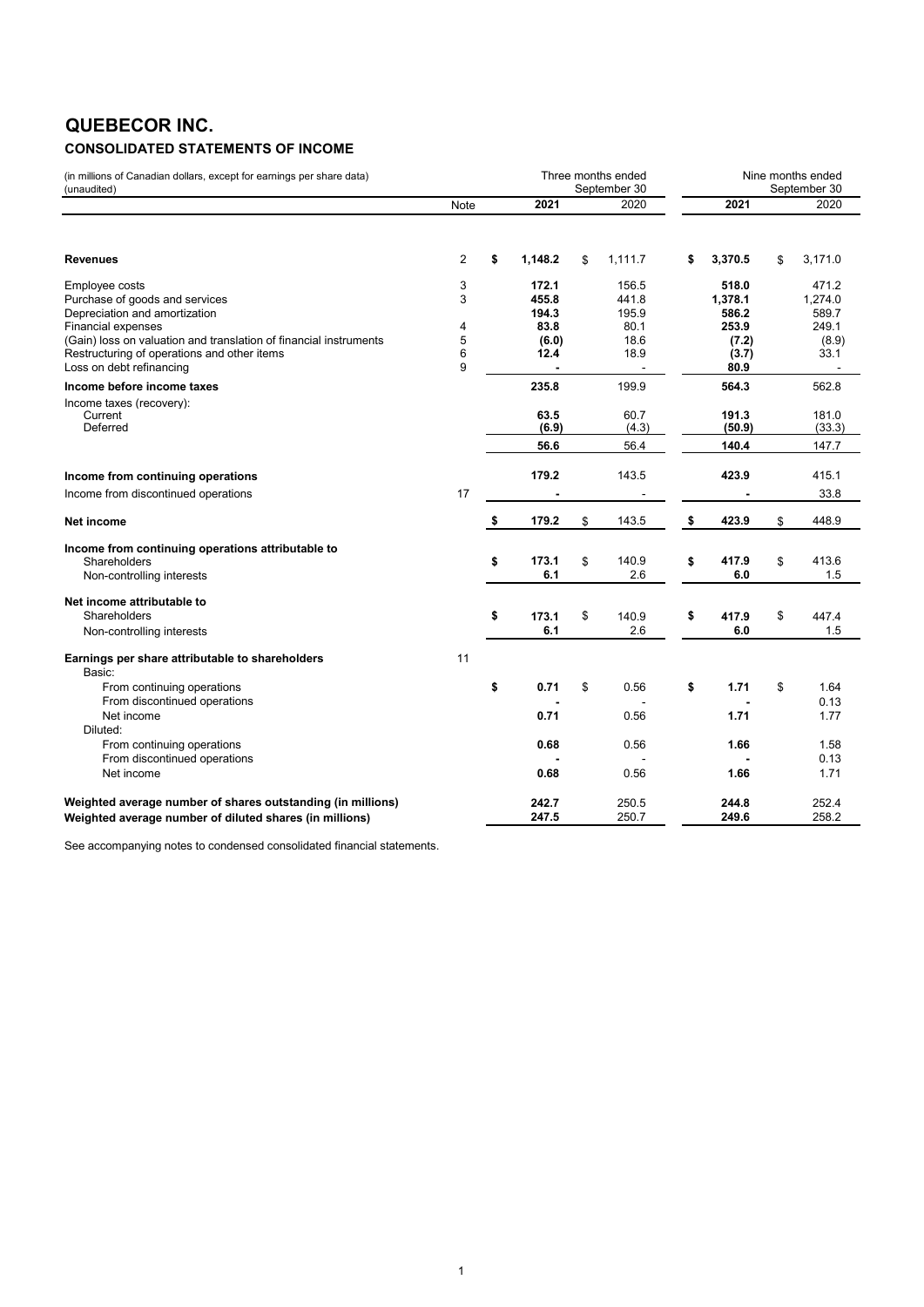# QUEBECOR INC.

## CONSOLIDATED STATEMENTS OF INCOME

| (in millions of Canadian dollars, except for earnings per share data) (unaudited) | Note | Three months ended September 30 2021 | 2020 | Nine months ended September 30 2021 | 2020 |
|---|---|---|---|---|---|
| **Revenues** | 2 | **$ 1,148.2** | $ 1,111.7 | **$ 3,370.5** | $ 3,171.0 |
| Employee costs | 3 | **172.1** | 156.5 | **518.0** | 471.2 |
| Purchase of goods and services | 3 | **455.8** | 441.8 | **1,378.1** | 1,274.0 |
| Depreciation and amortization | | **194.3** | 195.9 | **586.2** | 589.7 |
| Financial expenses | 4 | **83.8** | 80.1 | **253.9** | 249.1 |
| (Gain) loss on valuation and translation of financial instruments | 5 | **(6.0)** | 18.6 | **(7.2)** | (8.9) |
| Restructuring of operations and other items | 6 | **12.4** | 18.9 | **(3.7)** | 33.1 |
| Loss on debt refinancing | 9 | **-** | - | **80.9** | - |
| **Income before income taxes** | | **235.8** | 199.9 | **564.3** | 562.8 |
| Income taxes (recovery): | | | | | |
| Current | | **63.5** | 60.7 | **191.3** | 181.0 |
| Deferred | | **(6.9)** | (4.3) | **(50.9)** | (33.3) |
| | | **56.6** | 56.4 | **140.4** | 147.7 |
| **Income from continuing operations** | | **179.2** | 143.5 | **423.9** | 415.1 |
| Income from discontinued operations | 17 | **-** | - | **-** | 33.8 |
| **Net income** | | **$ 179.2** | $ 143.5 | **$ 423.9** | $ 448.9 |
| **Income from continuing operations attributable to** | | | | | |
| Shareholders | | **$ 173.1** | $ 140.9 | **$ 417.9** | $ 413.6 |
| Non-controlling interests | | **6.1** | 2.6 | **6.0** | 1.5 |
| **Net income attributable to** | | | | | |
| Shareholders | | **$ 173.1** | $ 140.9 | **$ 417.9** | $ 447.4 |
| Non-controlling interests | | **6.1** | 2.6 | **6.0** | 1.5 |
| **Earnings per share attributable to shareholders** | 11 | | | | |
| Basic: | | | | | |
| From continuing operations | | **$ 0.71** | $ 0.56 | **$ 1.71** | $ 1.64 |
| From discontinued operations | | **-** | - | **-** | 0.13 |
| Net income | | **0.71** | 0.56 | **1.71** | 1.77 |
| Diluted: | | | | | |
| From continuing operations | | **0.68** | 0.56 | **1.66** | 1.58 |
| From discontinued operations | | **-** | - | **-** | 0.13 |
| Net income | | **0.68** | 0.56 | **1.66** | 1.71 |
| **Weighted average number of shares outstanding (in millions)** | | **242.7** | 250.5 | **244.8** | 252.4 |
| **Weighted average number of diluted shares (in millions)** | | **247.5** | 250.7 | **249.6** | 258.2 |

See accompanying notes to condensed consolidated financial statements.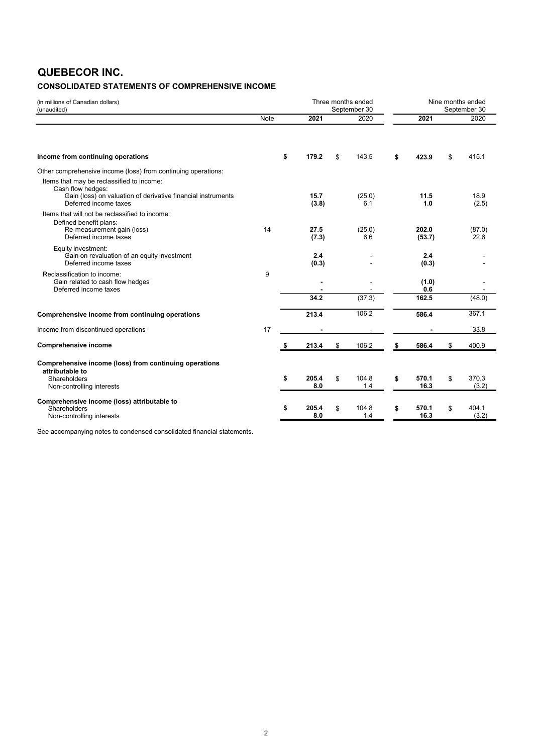# QUEBECOR INC.

## CONSOLIDATED STATEMENTS OF COMPREHENSIVE INCOME

(in millions of Canadian dollars)
(unaudited)

| | Note | Three months ended September 30 2021 | Three months ended September 30 2020 | Nine months ended September 30 2021 | Nine months ended September 30 2020 |
|---|---|---|---|---|---|
| **Income from continuing operations** | | **$ 179.2** | $ 143.5 | **$ 423.9** | $ 415.1 |
| Other comprehensive income (loss) from continuing operations: | | | | | |
| Items that may be reclassified to income: | | | | | |
| Cash flow hedges: | | | | | |
| Gain (loss) on valuation of derivative financial instruments | | **15.7** | (25.0) | **11.5** | 18.9 |
| Deferred income taxes | | **(3.8)** | 6.1 | **1.0** | (2.5) |
| Items that will not be reclassified to income: | | | | | |
| Defined benefit plans: | | | | | |
| Re-measurement gain (loss) | 14 | **27.5** | (25.0) | **202.0** | (87.0) |
| Deferred income taxes | | **(7.3)** | 6.6 | **(53.7)** | 22.6 |
| Equity investment: | | | | | |
| Gain on revaluation of an equity investment | | **2.4** | - | **2.4** | - |
| Deferred income taxes | | **(0.3)** | - | **(0.3)** | - |
| Reclassification to income: | 9 | | | | |
| Gain related to cash flow hedges | | **-** | - | **(1.0)** | - |
| Deferred income taxes | | **-** | - | **0.6** | - |
| | | **34.2** | (37.3) | **162.5** | (48.0) |
| **Comprehensive income from continuing operations** | | **213.4** | 106.2 | **586.4** | 367.1 |
| Income from discontinued operations | 17 | **-** | - | **-** | 33.8 |
| **Comprehensive income** | | **$ 213.4** | $ 106.2 | **$ 586.4** | $ 400.9 |
| **Comprehensive income (loss) from continuing operations attributable to** | | | | | |
| Shareholders | | **$ 205.4** | $ 104.8 | **$ 570.1** | $ 370.3 |
| Non-controlling interests | | **8.0** | 1.4 | **16.3** | (3.2) |
| **Comprehensive income (loss) attributable to** | | | | | |
| Shareholders | | **$ 205.4** | $ 104.8 | **$ 570.1** | $ 404.1 |
| Non-controlling interests | | **8.0** | 1.4 | **16.3** | (3.2) |

See accompanying notes to condensed consolidated financial statements.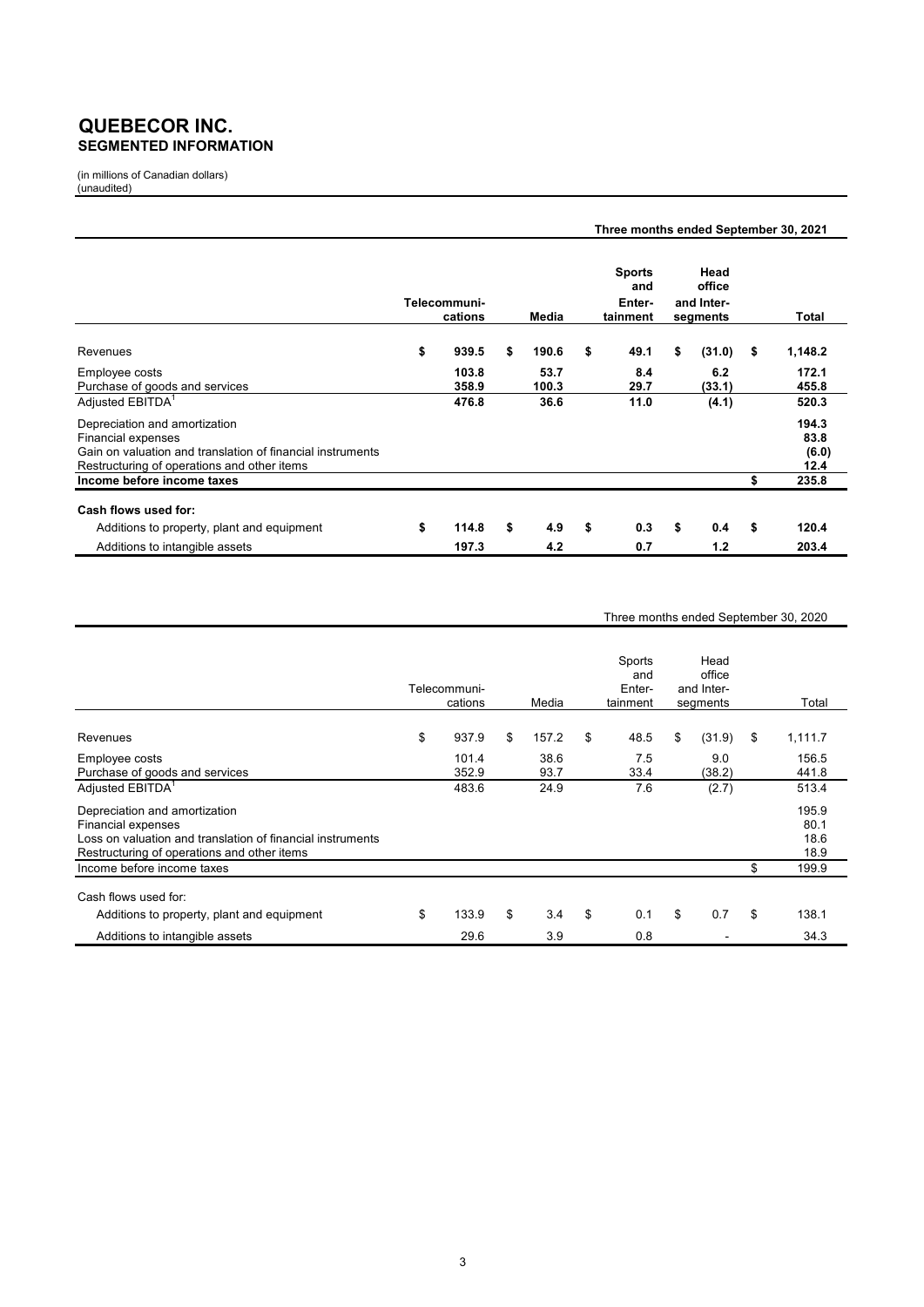# QUEBECOR INC.
## SEGMENTED INFORMATION

(in millions of Canadian dollars)
(unaudited)

| | Three months ended September 30, 2021 | | | | |
|---|---|---|---|---|---|
| | **Telecommuni-cations** | **Media** | **Sports and Enter-tainment** | **Head office and Inter-segments** | **Total** |
| Revenues | **$ 939.5** | **$ 190.6** | **$ 49.1** | **$ (31.0)** | **$ 1,148.2** |
| Employee costs | **103.8** | **53.7** | **8.4** | **6.2** | **172.1** |
| Purchase of goods and services | **358.9** | **100.3** | **29.7** | **(33.1)** | **455.8** |
| Adjusted EBITDA[1] | **476.8** | **36.6** | **11.0** | **(4.1)** | **520.3** |
| Depreciation and amortization | | | | | **194.3** |
| Financial expenses | | | | | **83.8** |
| Gain on valuation and translation of financial instruments | | | | | **(6.0)** |
| Restructuring of operations and other items | | | | | **12.4** |
| **Income before income taxes** | | | | | **$ 235.8** |
| **Cash flows used for:** | | | | | |
| Additions to property, plant and equipment | **$ 114.8** | **$ 4.9** | **$ 0.3** | **$ 0.4** | **$ 120.4** |
| Additions to intangible assets | **197.3** | **4.2** | **0.7** | **1.2** | **203.4** |

| | Three months ended September 30, 2020 | | | | |
|---|---|---|---|---|---|
| | Telecommuni-cations | Media | Sports and Enter-tainment | Head office and Inter-segments | Total |
| Revenues | $ 937.9 | $ 157.2 | $ 48.5 | $ (31.9) | $ 1,111.7 |
| Employee costs | 101.4 | 38.6 | 7.5 | 9.0 | 156.5 |
| Purchase of goods and services | 352.9 | 93.7 | 33.4 | (38.2) | 441.8 |
| Adjusted EBITDA[1] | 483.6 | 24.9 | 7.6 | (2.7) | 513.4 |
| Depreciation and amortization | | | | | 195.9 |
| Financial expenses | | | | | 80.1 |
| Loss on valuation and translation of financial instruments | | | | | 18.6 |
| Restructuring of operations and other items | | | | | 18.9 |
| Income before income taxes | | | | | $ 199.9 |
| Cash flows used for: | | | | | |
| Additions to property, plant and equipment | $ 133.9 | $ 3.4 | $ 0.1 | $ 0.7 | $ 138.1 |
| Additions to intangible assets | 29.6 | 3.9 | 0.8 | - | 34.3 |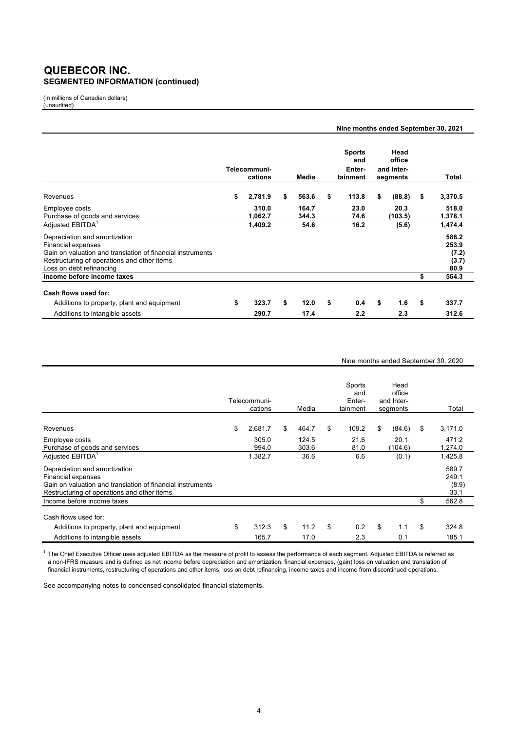# QUEBECOR INC.
## SEGMENTED INFORMATION (continued)

(in millions of Canadian dollars)
(unaudited)

**Nine months ended September 30, 2021**

| | Telecommuni-cations | Media | Sports and Enter-tainment | Head office and Inter-segments | Total |
|---|---|---|---|---|---|
| **Revenues** | **$ 2,781.9** | **$ 563.6** | **$ 113.8** | **$ (88.8)** | **$ 3,370.5** |
| **Employee costs** | **310.0** | **164.7** | **23.0** | **20.3** | **518.0** |
| **Purchase of goods and services** | **1,062.7** | **344.3** | **74.6** | **(103.5)** | **1,378.1** |
| **Adjusted EBITDA[1]** | **1,409.2** | **54.6** | **16.2** | **(5.6)** | **1,474.4** |
| **Depreciation and amortization** | | | | | **586.2** |
| **Financial expenses** | | | | | **253.9** |
| **Gain on valuation and translation of financial instruments** | | | | | **(7.2)** |
| **Restructuring of operations and other items** | | | | | **(3.7)** |
| **Loss on debt refinancing** | | | | | **80.9** |
| **Income before income taxes** | | | | | **$ 564.3** |
| **Cash flows used for:** | | | | | |
| **Additions to property, plant and equipment** | **$ 323.7** | **$ 12.0** | **$ 0.4** | **$ 1.6** | **$ 337.7** |
| **Additions to intangible assets** | **290.7** | **17.4** | **2.2** | **2.3** | **312.6** |

Nine months ended September 30, 2020

| | Telecommuni-cations | Media | Sports and Enter-tainment | Head office and Inter-segments | Total |
|---|---|---|---|---|---|
| Revenues | $ 2,681.7 | $ 464.7 | $ 109.2 | $ (84.6) | $ 3,171.0 |
| Employee costs | 305.0 | 124.5 | 21.6 | 20.1 | 471.2 |
| Purchase of goods and services | 994.0 | 303.6 | 81.0 | (104.6) | 1,274.0 |
| Adjusted EBITDA[1] | 1,382.7 | 36.6 | 6.6 | (0.1) | 1,425.8 |
| Depreciation and amortization | | | | | 589.7 |
| Financial expenses | | | | | 249.1 |
| Gain on valuation and translation of financial instruments | | | | | (8.9) |
| Restructuring of operations and other items | | | | | 33.1 |
| Income before income taxes | | | | | $ 562.8 |
| Cash flows used for: | | | | | |
| Additions to property, plant and equipment | $ 312.3 | $ 11.2 | $ 0.2 | $ 1.1 | $ 324.8 |
| Additions to intangible assets | 165.7 | 17.0 | 2.3 | 0.1 | 185.1 |

[1] The Chief Executive Officer uses adjusted EBITDA as the measure of profit to assess the performance of each segment. Adjusted EBITDA is referred as a non-IFRS measure and is defined as net income before depreciation and amortization, financial expenses, (gain) loss on valuation and translation of financial instruments, restructuring of operations and other items, loss on debt refinancing, income taxes and income from discontinued operations.

See accompanying notes to condensed consolidated financial statements.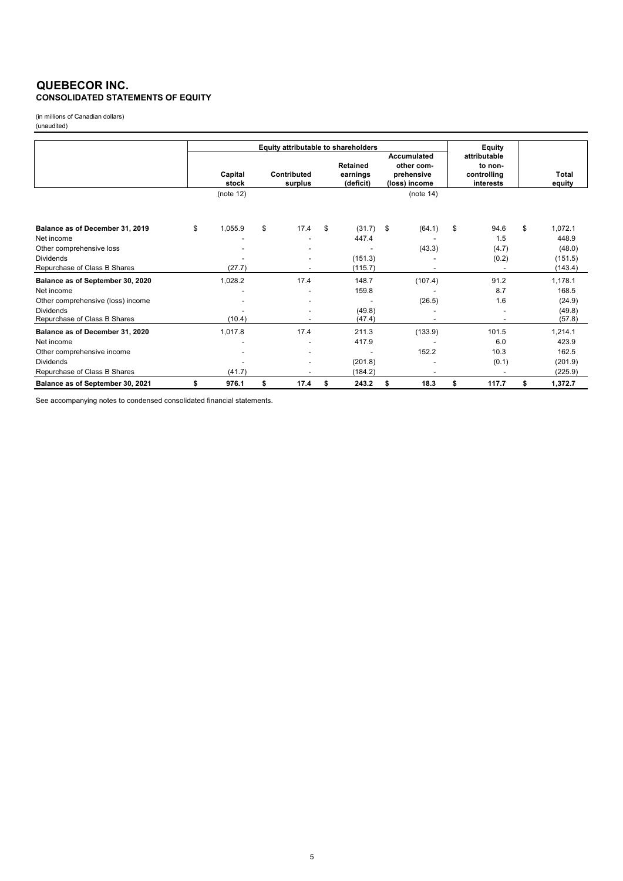# QUEBECOR INC.
## CONSOLIDATED STATEMENTS OF EQUITY

(in millions of Canadian dollars)
(unaudited)

| | Equity attributable to shareholders | | | | Equity attributable to non-controlling interests | |
|---|---|---|---|---|---|---|
| | Capital stock | Contributed surplus | Retained earnings (deficit) | Accumulated other comprehensive (loss) income | | Total equity |
| | (note 12) | | | (note 14) | | |
| **Balance as of December 31, 2019** | $ 1,055.9 | $ 17.4 | $ (31.7) | $ (64.1) | $ 94.6 | $ 1,072.1 |
| Net income | - | - | 447.4 | - | 1.5 | 448.9 |
| Other comprehensive loss | - | - | - | (43.3) | (4.7) | (48.0) |
| Dividends | - | - | (151.3) | - | (0.2) | (151.5) |
| Repurchase of Class B Shares | (27.7) | - | (115.7) | - | - | (143.4) |
| **Balance as of September 30, 2020** | 1,028.2 | 17.4 | 148.7 | (107.4) | 91.2 | 1,178.1 |
| Net income | - | - | 159.8 | - | 8.7 | 168.5 |
| Other comprehensive (loss) income | - | - | - | (26.5) | 1.6 | (24.9) |
| Dividends | - | - | (49.8) | - | - | (49.8) |
| Repurchase of Class B Shares | (10.4) | - | (47.4) | - | - | (57.8) |
| **Balance as of December 31, 2020** | 1,017.8 | 17.4 | 211.3 | (133.9) | 101.5 | 1,214.1 |
| Net income | - | - | 417.9 | - | 6.0 | 423.9 |
| Other comprehensive income | - | - | - | 152.2 | 10.3 | 162.5 |
| Dividends | - | - | (201.8) | - | (0.1) | (201.9) |
| Repurchase of Class B Shares | (41.7) | - | (184.2) | - | - | (225.9) |
| **Balance as of September 30, 2021** | **$ 976.1** | **$ 17.4** | **$ 243.2** | **$ 18.3** | **$ 117.7** | **$ 1,372.7** |

See accompanying notes to condensed consolidated financial statements.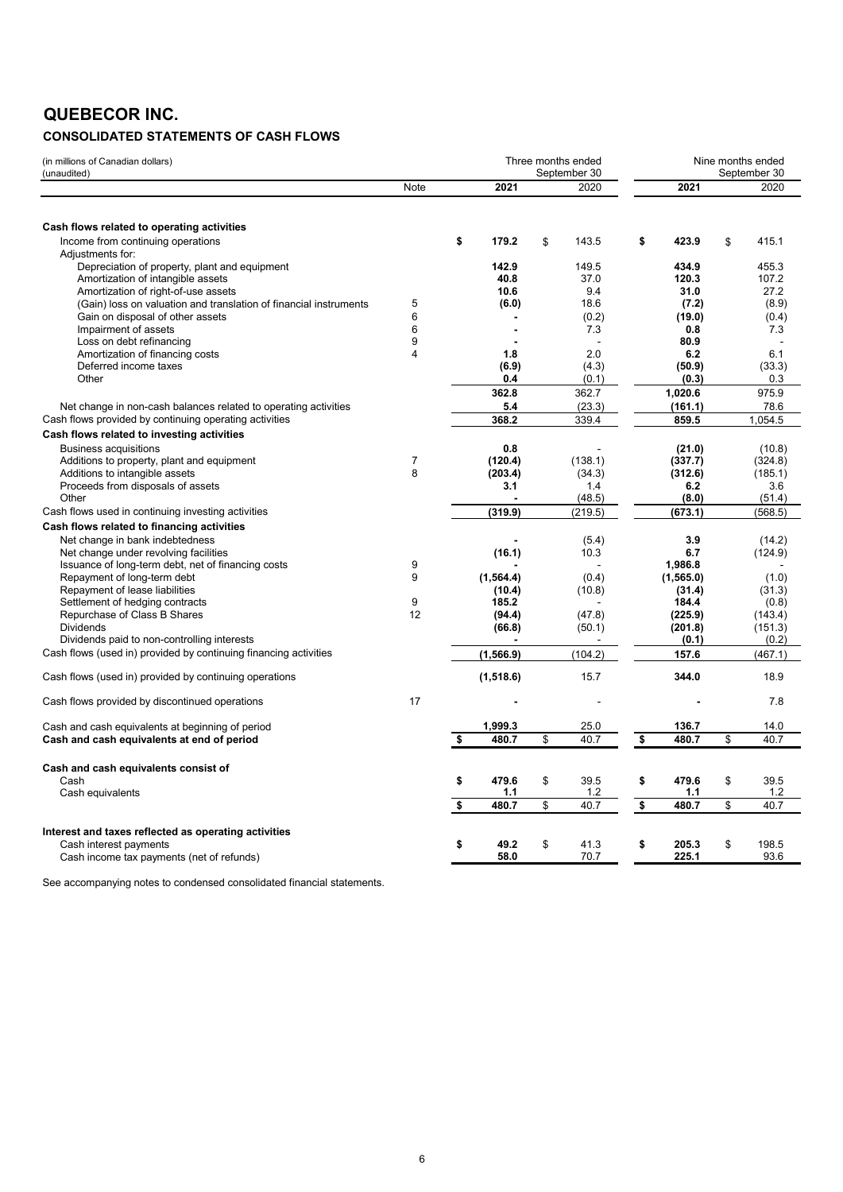# QUEBECOR INC.

## CONSOLIDATED STATEMENTS OF CASH FLOWS

| (in millions of Canadian dollars) (unaudited) | Note | Three months ended September 30 2021 | Three months ended September 30 2020 | Nine months ended September 30 2021 | Nine months ended September 30 2020 |
|---|---|---|---|---|---|
| **Cash flows related to operating activities** | | | | | |
| Income from continuing operations | | **$ 179.2** | $ 143.5 | **$ 423.9** | $ 415.1 |
| Adjustments for: | | | | | |
| Depreciation of property, plant and equipment | | **142.9** | 149.5 | **434.9** | 455.3 |
| Amortization of intangible assets | | **40.8** | 37.0 | **120.3** | 107.2 |
| Amortization of right-of-use assets | | **10.6** | 9.4 | **31.0** | 27.2 |
| (Gain) loss on valuation and translation of financial instruments | 5 | **(6.0)** | 18.6 | **(7.2)** | (8.9) |
| Gain on disposal of other assets | 6 | **-** | (0.2) | **(19.0)** | (0.4) |
| Impairment of assets | 6 | **-** | 7.3 | **0.8** | 7.3 |
| Loss on debt refinancing | 9 | **-** | - | **80.9** | - |
| Amortization of financing costs | 4 | **1.8** | 2.0 | **6.2** | 6.1 |
| Deferred income taxes | | **(6.9)** | (4.3) | **(50.9)** | (33.3) |
| Other | | **0.4** | (0.1) | **(0.3)** | 0.3 |
| | | **362.8** | 362.7 | **1,020.6** | 975.9 |
| Net change in non-cash balances related to operating activities | | **5.4** | (23.3) | **(161.1)** | 78.6 |
| Cash flows provided by continuing operating activities | | **368.2** | 339.4 | **859.5** | 1,054.5 |
| **Cash flows related to investing activities** | | | | | |
| Business acquisitions | | **0.8** | - | **(21.0)** | (10.8) |
| Additions to property, plant and equipment | 7 | **(120.4)** | (138.1) | **(337.7)** | (324.8) |
| Additions to intangible assets | 8 | **(203.4)** | (34.3) | **(312.6)** | (185.1) |
| Proceeds from disposals of assets | | **3.1** | 1.4 | **6.2** | 3.6 |
| Other | | **-** | (48.5) | **(8.0)** | (51.4) |
| Cash flows used in continuing investing activities | | **(319.9)** | (219.5) | **(673.1)** | (568.5) |
| **Cash flows related to financing activities** | | | | | |
| Net change in bank indebtedness | | **-** | (5.4) | **3.9** | (14.2) |
| Net change under revolving facilities | | **(16.1)** | 10.3 | **6.7** | (124.9) |
| Issuance of long-term debt, net of financing costs | 9 | **-** | - | **1,986.8** | - |
| Repayment of long-term debt | 9 | **(1,564.4)** | (0.4) | **(1,565.0)** | (1.0) |
| Repayment of lease liabilities | | **(10.4)** | (10.8) | **(31.4)** | (31.3) |
| Settlement of hedging contracts | 9 | **185.2** | - | **184.4** | (0.8) |
| Repurchase of Class B Shares | 12 | **(94.4)** | (47.8) | **(225.9)** | (143.4) |
| Dividends | | **(66.8)** | (50.1) | **(201.8)** | (151.3) |
| Dividends paid to non-controlling interests | | **-** | - | **(0.1)** | (0.2) |
| Cash flows (used in) provided by continuing financing activities | | **(1,566.9)** | (104.2) | **157.6** | (467.1) |
| Cash flows (used in) provided by continuing operations | | **(1,518.6)** | 15.7 | **344.0** | 18.9 |
| Cash flows provided by discontinued operations | 17 | **-** | - | **-** | 7.8 |
| Cash and cash equivalents at beginning of period | | **1,999.3** | 25.0 | **136.7** | 14.0 |
| **Cash and cash equivalents at end of period** | | **$ 480.7** | $ 40.7 | **$ 480.7** | $ 40.7 |
| **Cash and cash equivalents consist of** | | | | | |
| Cash | | **$ 479.6** | $ 39.5 | **$ 479.6** | $ 39.5 |
| Cash equivalents | | **1.1** | 1.2 | **1.1** | 1.2 |
| | | **$ 480.7** | $ 40.7 | **$ 480.7** | $ 40.7 |
| **Interest and taxes reflected as operating activities** | | | | | |
| Cash interest payments | | **$ 49.2** | $ 41.3 | **$ 205.3** | $ 198.5 |
| Cash income tax payments (net of refunds) | | **58.0** | 70.7 | **225.1** | 93.6 |

See accompanying notes to condensed consolidated financial statements.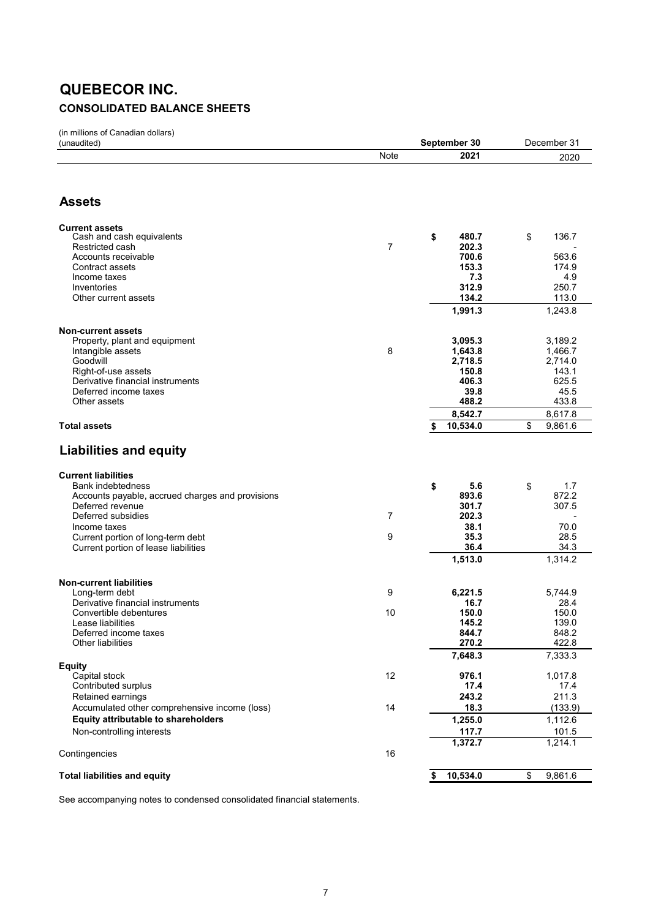# QUEBECOR INC.

## CONSOLIDATED BALANCE SHEETS

(in millions of Canadian dollars)
(unaudited)

| | Note | September 30 2021 | December 31 2020 |
|---|---|---|---|
| **Assets** | | | |
| **Current assets** | | | |
| Cash and cash equivalents | | **$ 480.7** | $ 136.7 |
| Restricted cash | 7 | **202.3** | - |
| Accounts receivable | | **700.6** | 563.6 |
| Contract assets | | **153.3** | 174.9 |
| Income taxes | | **7.3** | 4.9 |
| Inventories | | **312.9** | 250.7 |
| Other current assets | | **134.2** | 113.0 |
| | | **1,991.3** | 1,243.8 |
| **Non-current assets** | | | |
| Property, plant and equipment | | **3,095.3** | 3,189.2 |
| Intangible assets | 8 | **1,643.8** | 1,466.7 |
| Goodwill | | **2,718.5** | 2,714.0 |
| Right-of-use assets | | **150.8** | 143.1 |
| Derivative financial instruments | | **406.3** | 625.5 |
| Deferred income taxes | | **39.8** | 45.5 |
| Other assets | | **488.2** | 433.8 |
| | | **8,542.7** | 8,617.8 |
| **Total assets** | | **$ 10,534.0** | $ 9,861.6 |
| **Liabilities and equity** | | | |
| **Current liabilities** | | | |
| Bank indebtedness | | **$ 5.6** | $ 1.7 |
| Accounts payable, accrued charges and provisions | | **893.6** | 872.2 |
| Deferred revenue | | **301.7** | 307.5 |
| Deferred subsidies | 7 | **202.3** | - |
| Income taxes | | **38.1** | 70.0 |
| Current portion of long-term debt | 9 | **35.3** | 28.5 |
| Current portion of lease liabilities | | **36.4** | 34.3 |
| | | **1,513.0** | 1,314.2 |
| **Non-current liabilities** | | | |
| Long-term debt | 9 | **6,221.5** | 5,744.9 |
| Derivative financial instruments | | **16.7** | 28.4 |
| Convertible debentures | 10 | **150.0** | 150.0 |
| Lease liabilities | | **145.2** | 139.0 |
| Deferred income taxes | | **844.7** | 848.2 |
| Other liabilities | | **270.2** | 422.8 |
| | | **7,648.3** | 7,333.3 |
| **Equity** | | | |
| Capital stock | 12 | **976.1** | 1,017.8 |
| Contributed surplus | | **17.4** | 17.4 |
| Retained earnings | | **243.2** | 211.3 |
| Accumulated other comprehensive income (loss) | 14 | **18.3** | (133.9) |
| **Equity attributable to shareholders** | | **1,255.0** | 1,112.6 |
| Non-controlling interests | | **117.7** | 101.5 |
| | | **1,372.7** | 1,214.1 |
| Contingencies | 16 | | |
| **Total liabilities and equity** | | **$ 10,534.0** | $ 9,861.6 |

See accompanying notes to condensed consolidated financial statements.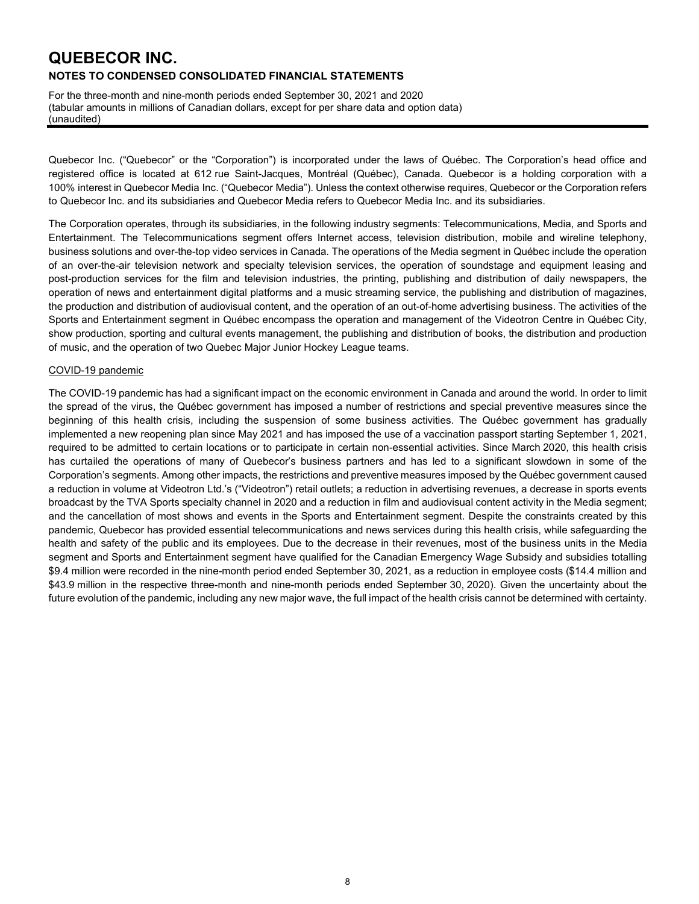# QUEBECOR INC.

## NOTES TO CONDENSED CONSOLIDATED FINANCIAL STATEMENTS

For the three-month and nine-month periods ended September 30, 2021 and 2020
(tabular amounts in millions of Canadian dollars, except for per share data and option data)
(unaudited)

Quebecor Inc. ("Quebecor" or the "Corporation") is incorporated under the laws of Québec. The Corporation's head office and registered office is located at 612 rue Saint-Jacques, Montréal (Québec), Canada. Quebecor is a holding corporation with a 100% interest in Quebecor Media Inc. ("Quebecor Media"). Unless the context otherwise requires, Quebecor or the Corporation refers to Quebecor Inc. and its subsidiaries and Quebecor Media refers to Quebecor Media Inc. and its subsidiaries.

The Corporation operates, through its subsidiaries, in the following industry segments: Telecommunications, Media, and Sports and Entertainment. The Telecommunications segment offers Internet access, television distribution, mobile and wireline telephony, business solutions and over-the-top video services in Canada. The operations of the Media segment in Québec include the operation of an over-the-air television network and specialty television services, the operation of soundstage and equipment leasing and post-production services for the film and television industries, the printing, publishing and distribution of daily newspapers, the operation of news and entertainment digital platforms and a music streaming service, the publishing and distribution of magazines, the production and distribution of audiovisual content, and the operation of an out-of-home advertising business. The activities of the Sports and Entertainment segment in Québec encompass the operation and management of the Videotron Centre in Québec City, show production, sporting and cultural events management, the publishing and distribution of books, the distribution and production of music, and the operation of two Quebec Major Junior Hockey League teams.

COVID-19 pandemic

The COVID-19 pandemic has had a significant impact on the economic environment in Canada and around the world. In order to limit the spread of the virus, the Québec government has imposed a number of restrictions and special preventive measures since the beginning of this health crisis, including the suspension of some business activities. The Québec government has gradually implemented a new reopening plan since May 2021 and has imposed the use of a vaccination passport starting September 1, 2021, required to be admitted to certain locations or to participate in certain non-essential activities. Since March 2020, this health crisis has curtailed the operations of many of Quebecor's business partners and has led to a significant slowdown in some of the Corporation's segments. Among other impacts, the restrictions and preventive measures imposed by the Québec government caused a reduction in volume at Videotron Ltd.'s ("Videotron") retail outlets; a reduction in advertising revenues, a decrease in sports events broadcast by the TVA Sports specialty channel in 2020 and a reduction in film and audiovisual content activity in the Media segment; and the cancellation of most shows and events in the Sports and Entertainment segment. Despite the constraints created by this pandemic, Quebecor has provided essential telecommunications and news services during this health crisis, while safeguarding the health and safety of the public and its employees. Due to the decrease in their revenues, most of the business units in the Media segment and Sports and Entertainment segment have qualified for the Canadian Emergency Wage Subsidy and subsidies totalling $9.4 million were recorded in the nine-month period ended September 30, 2021, as a reduction in employee costs ($14.4 million and $43.9 million in the respective three-month and nine-month periods ended September 30, 2020). Given the uncertainty about the future evolution of the pandemic, including any new major wave, the full impact of the health crisis cannot be determined with certainty.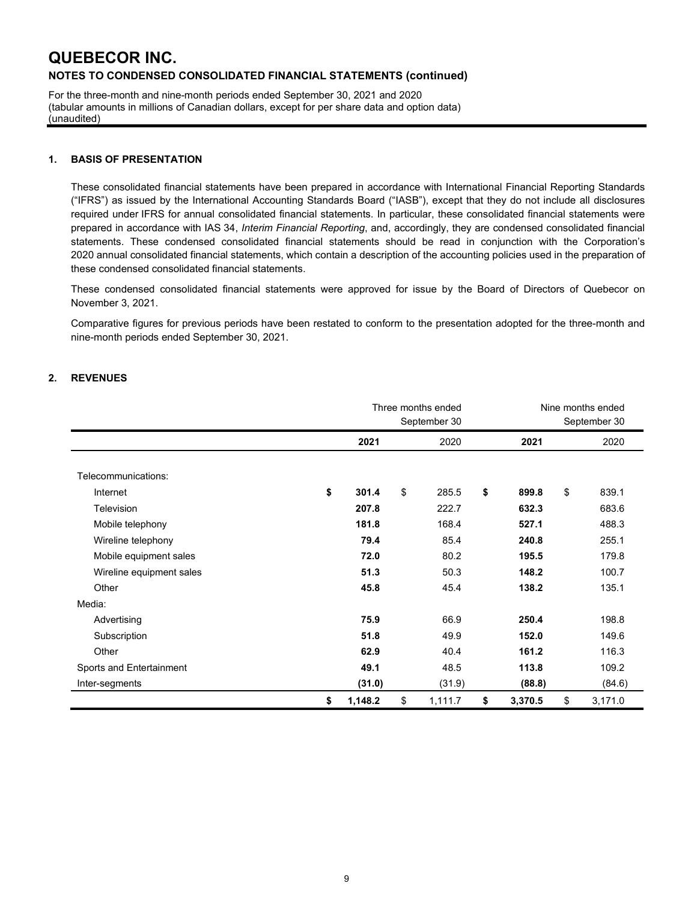# QUEBECOR INC.

## NOTES TO CONDENSED CONSOLIDATED FINANCIAL STATEMENTS (continued)

For the three-month and nine-month periods ended September 30, 2021 and 2020
(tabular amounts in millions of Canadian dollars, except for per share data and option data)
(unaudited)

### 1. BASIS OF PRESENTATION

These consolidated financial statements have been prepared in accordance with International Financial Reporting Standards ("IFRS") as issued by the International Accounting Standards Board ("IASB"), except that they do not include all disclosures required under IFRS for annual consolidated financial statements. In particular, these consolidated financial statements were prepared in accordance with IAS 34, *Interim Financial Reporting*, and, accordingly, they are condensed consolidated financial statements. These condensed consolidated financial statements should be read in conjunction with the Corporation's 2020 annual consolidated financial statements, which contain a description of the accounting policies used in the preparation of these condensed consolidated financial statements.

These condensed consolidated financial statements were approved for issue by the Board of Directors of Quebecor on November 3, 2021.

Comparative figures for previous periods have been restated to conform to the presentation adopted for the three-month and nine-month periods ended September 30, 2021.

### 2. REVENUES

| | Three months ended September 30 | | Nine months ended September 30 | |
|---|---|---|---|---|
| | **2021** | 2020 | **2021** | 2020 |
| Telecommunications: | | | | |
| Internet | **$ 301.4** | $ 285.5 | **$ 899.8** | $ 839.1 |
| Television | **207.8** | 222.7 | **632.3** | 683.6 |
| Mobile telephony | **181.8** | 168.4 | **527.1** | 488.3 |
| Wireline telephony | **79.4** | 85.4 | **240.8** | 255.1 |
| Mobile equipment sales | **72.0** | 80.2 | **195.5** | 179.8 |
| Wireline equipment sales | **51.3** | 50.3 | **148.2** | 100.7 |
| Other | **45.8** | 45.4 | **138.2** | 135.1 |
| Media: | | | | |
| Advertising | **75.9** | 66.9 | **250.4** | 198.8 |
| Subscription | **51.8** | 49.9 | **152.0** | 149.6 |
| Other | **62.9** | 40.4 | **161.2** | 116.3 |
| Sports and Entertainment | **49.1** | 48.5 | **113.8** | 109.2 |
| Inter-segments | **(31.0)** | (31.9) | **(88.8)** | (84.6) |
| | **$ 1,148.2** | $ 1,111.7 | **$ 3,370.5** | $ 3,171.0 |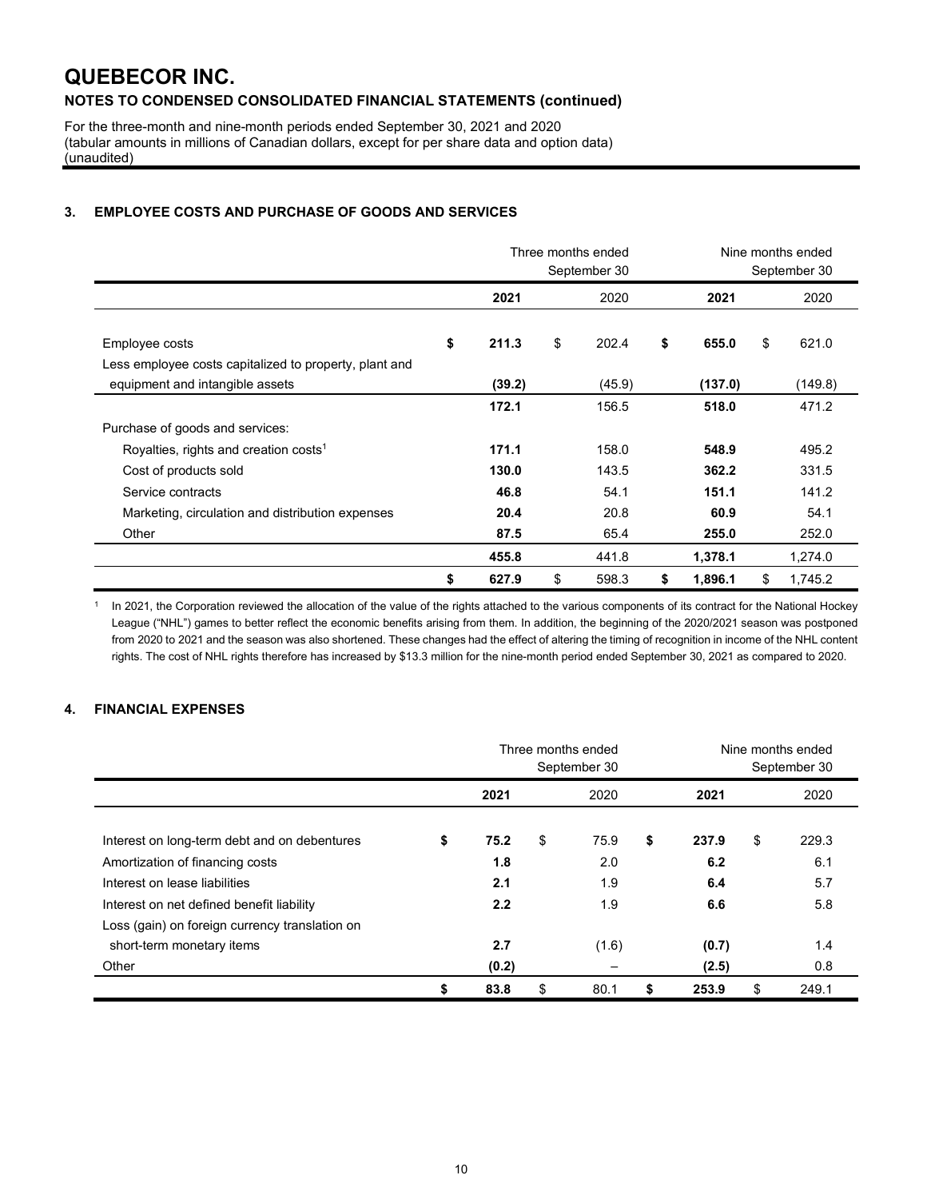# QUEBECOR INC.

## NOTES TO CONDENSED CONSOLIDATED FINANCIAL STATEMENTS (continued)

For the three-month and nine-month periods ended September 30, 2021 and 2020
(tabular amounts in millions of Canadian dollars, except for per share data and option data)
(unaudited)

### 3. EMPLOYEE COSTS AND PURCHASE OF GOODS AND SERVICES

| | Three months ended September 30 | | Nine months ended September 30 | |
|---|---|---|---|---|
| | **2021** | 2020 | **2021** | 2020 |
| Employee costs | **$ 211.3** | $ 202.4 | **$ 655.0** | $ 621.0 |
| Less employee costs capitalized to property, plant and equipment and intangible assets | **(39.2)** | (45.9) | **(137.0)** | (149.8) |
| | **172.1** | 156.5 | **518.0** | 471.2 |
| Purchase of goods and services: | | | | |
| Royalties, rights and creation costs[1] | **171.1** | 158.0 | **548.9** | 495.2 |
| Cost of products sold | **130.0** | 143.5 | **362.2** | 331.5 |
| Service contracts | **46.8** | 54.1 | **151.1** | 141.2 |
| Marketing, circulation and distribution expenses | **20.4** | 20.8 | **60.9** | 54.1 |
| Other | **87.5** | 65.4 | **255.0** | 252.0 |
| | **455.8** | 441.8 | **1,378.1** | 1,274.0 |
| | **$ 627.9** | $ 598.3 | **$ 1,896.1** | $ 1,745.2 |

[1] In 2021, the Corporation reviewed the allocation of the value of the rights attached to the various components of its contract for the National Hockey League ("NHL") games to better reflect the economic benefits arising from them. In addition, the beginning of the 2020/2021 season was postponed from 2020 to 2021 and the season was also shortened. These changes had the effect of altering the timing of recognition in income of the NHL content rights. The cost of NHL rights therefore has increased by $13.3 million for the nine-month period ended September 30, 2021 as compared to 2020.

### 4. FINANCIAL EXPENSES

| | Three months ended September 30 | | Nine months ended September 30 | |
|---|---|---|---|---|
| | **2021** | 2020 | **2021** | 2020 |
| Interest on long-term debt and on debentures | **$ 75.2** | $ 75.9 | **$ 237.9** | $ 229.3 |
| Amortization of financing costs | **1.8** | 2.0 | **6.2** | 6.1 |
| Interest on lease liabilities | **2.1** | 1.9 | **6.4** | 5.7 |
| Interest on net defined benefit liability | **2.2** | 1.9 | **6.6** | 5.8 |
| Loss (gain) on foreign currency translation on short-term monetary items | **2.7** | (1.6) | **(0.7)** | 1.4 |
| Other | **(0.2)** | – | **(2.5)** | 0.8 |
| | **$ 83.8** | $ 80.1 | **$ 253.9** | $ 249.1 |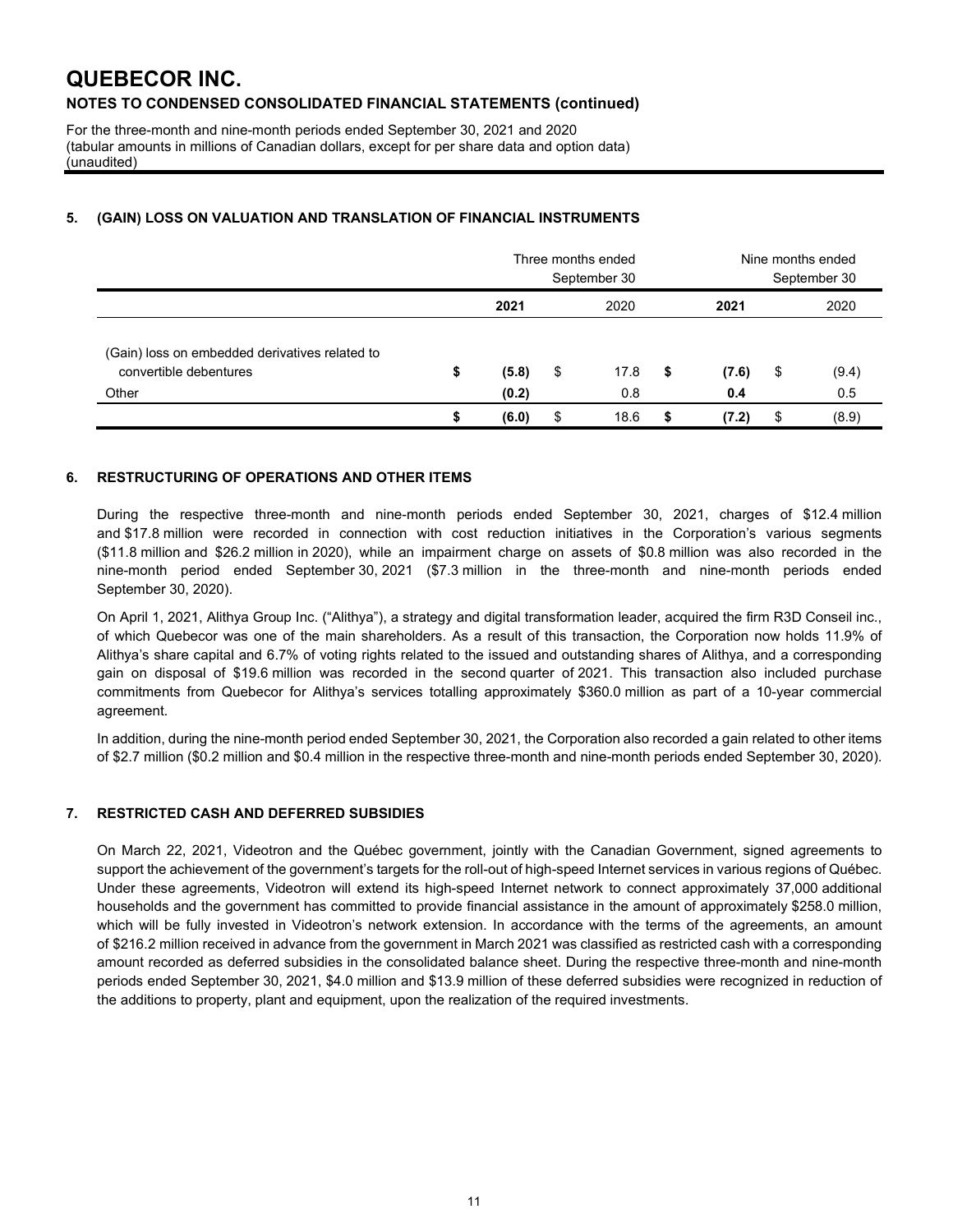# QUEBECOR INC.

## NOTES TO CONDENSED CONSOLIDATED FINANCIAL STATEMENTS (continued)

For the three-month and nine-month periods ended September 30, 2021 and 2020
(tabular amounts in millions of Canadian dollars, except for per share data and option data)
(unaudited)

### 5. (GAIN) LOSS ON VALUATION AND TRANSLATION OF FINANCIAL INSTRUMENTS

| | Three months ended September 30 | | Nine months ended September 30 | |
|---|---|---|---|---|
| | **2021** | 2020 | **2021** | 2020 |
| (Gain) loss on embedded derivatives related to convertible debentures | **$ (5.8)** | $ 17.8 | **$ (7.6)** | $ (9.4) |
| Other | **(0.2)** | 0.8 | **0.4** | 0.5 |
| | **$ (6.0)** | $ 18.6 | **$ (7.2)** | $ (8.9) |

### 6. RESTRUCTURING OF OPERATIONS AND OTHER ITEMS

During the respective three-month and nine-month periods ended September 30, 2021, charges of $12.4 million and $17.8 million were recorded in connection with cost reduction initiatives in the Corporation's various segments ($11.8 million and $26.2 million in 2020), while an impairment charge on assets of $0.8 million was also recorded in the nine-month period ended September 30, 2021 ($7.3 million in the three-month and nine-month periods ended September 30, 2020).

On April 1, 2021, Alithya Group Inc. ("Alithya"), a strategy and digital transformation leader, acquired the firm R3D Conseil inc., of which Quebecor was one of the main shareholders. As a result of this transaction, the Corporation now holds 11.9% of Alithya's share capital and 6.7% of voting rights related to the issued and outstanding shares of Alithya, and a corresponding gain on disposal of $19.6 million was recorded in the second quarter of 2021. This transaction also included purchase commitments from Quebecor for Alithya's services totalling approximately $360.0 million as part of a 10-year commercial agreement.

In addition, during the nine-month period ended September 30, 2021, the Corporation also recorded a gain related to other items of $2.7 million ($0.2 million and $0.4 million in the respective three-month and nine-month periods ended September 30, 2020).

### 7. RESTRICTED CASH AND DEFERRED SUBSIDIES

On March 22, 2021, Videotron and the Québec government, jointly with the Canadian Government, signed agreements to support the achievement of the government's targets for the roll-out of high-speed Internet services in various regions of Québec. Under these agreements, Videotron will extend its high-speed Internet network to connect approximately 37,000 additional households and the government has committed to provide financial assistance in the amount of approximately $258.0 million, which will be fully invested in Videotron's network extension. In accordance with the terms of the agreements, an amount of $216.2 million received in advance from the government in March 2021 was classified as restricted cash with a corresponding amount recorded as deferred subsidies in the consolidated balance sheet. During the respective three-month and nine-month periods ended September 30, 2021, $4.0 million and $13.9 million of these deferred subsidies were recognized in reduction of the additions to property, plant and equipment, upon the realization of the required investments.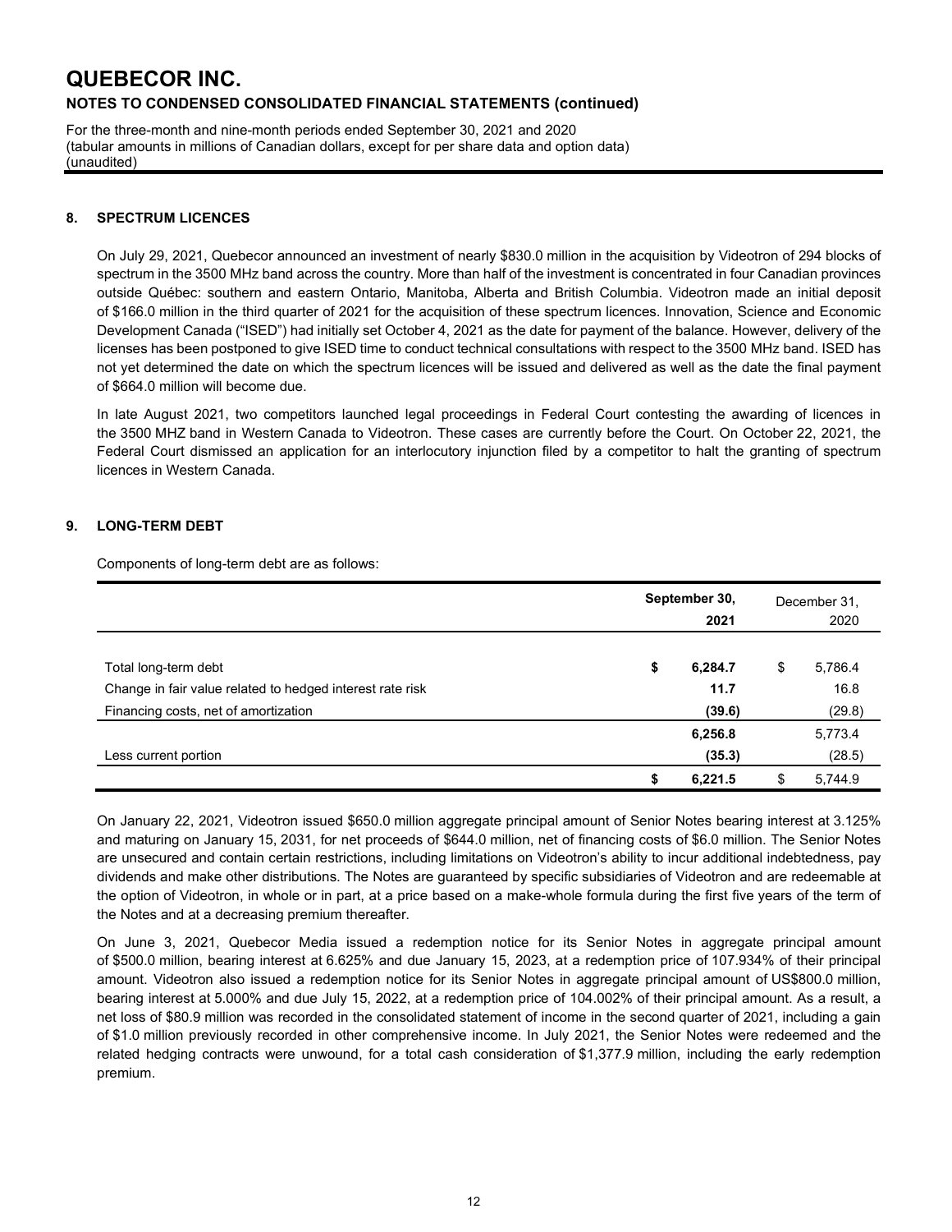# QUEBECOR INC.

**NOTES TO CONDENSED CONSOLIDATED FINANCIAL STATEMENTS (continued)**

For the three-month and nine-month periods ended September 30, 2021 and 2020
(tabular amounts in millions of Canadian dollars, except for per share data and option data)
(unaudited)

## 8. SPECTRUM LICENCES

On July 29, 2021, Quebecor announced an investment of nearly $830.0 million in the acquisition by Videotron of 294 blocks of spectrum in the 3500 MHz band across the country. More than half of the investment is concentrated in four Canadian provinces outside Québec: southern and eastern Ontario, Manitoba, Alberta and British Columbia. Videotron made an initial deposit of $166.0 million in the third quarter of 2021 for the acquisition of these spectrum licences. Innovation, Science and Economic Development Canada ("ISED") had initially set October 4, 2021 as the date for payment of the balance. However, delivery of the licenses has been postponed to give ISED time to conduct technical consultations with respect to the 3500 MHz band. ISED has not yet determined the date on which the spectrum licences will be issued and delivered as well as the date the final payment of $664.0 million will become due.

In late August 2021, two competitors launched legal proceedings in Federal Court contesting the awarding of licences in the 3500 MHZ band in Western Canada to Videotron. These cases are currently before the Court. On October 22, 2021, the Federal Court dismissed an application for an interlocutory injunction filed by a competitor to halt the granting of spectrum licences in Western Canada.

## 9. LONG-TERM DEBT

Components of long-term debt are as follows:

| | **September 30, 2021** | December 31, 2020 |
|---|---|---|
| Total long-term debt | **$ 6,284.7** | $ 5,786.4 |
| Change in fair value related to hedged interest rate risk | **11.7** | 16.8 |
| Financing costs, net of amortization | **(39.6)** | (29.8) |
| | **6,256.8** | 5,773.4 |
| Less current portion | **(35.3)** | (28.5) |
| | **$ 6,221.5** | $ 5,744.9 |

On January 22, 2021, Videotron issued $650.0 million aggregate principal amount of Senior Notes bearing interest at 3.125% and maturing on January 15, 2031, for net proceeds of $644.0 million, net of financing costs of $6.0 million. The Senior Notes are unsecured and contain certain restrictions, including limitations on Videotron's ability to incur additional indebtedness, pay dividends and make other distributions. The Notes are guaranteed by specific subsidiaries of Videotron and are redeemable at the option of Videotron, in whole or in part, at a price based on a make-whole formula during the first five years of the term of the Notes and at a decreasing premium thereafter.

On June 3, 2021, Quebecor Media issued a redemption notice for its Senior Notes in aggregate principal amount of $500.0 million, bearing interest at 6.625% and due January 15, 2023, at a redemption price of 107.934% of their principal amount. Videotron also issued a redemption notice for its Senior Notes in aggregate principal amount of US$800.0 million, bearing interest at 5.000% and due July 15, 2022, at a redemption price of 104.002% of their principal amount. As a result, a net loss of $80.9 million was recorded in the consolidated statement of income in the second quarter of 2021, including a gain of $1.0 million previously recorded in other comprehensive income. In July 2021, the Senior Notes were redeemed and the related hedging contracts were unwound, for a total cash consideration of $1,377.9 million, including the early redemption premium.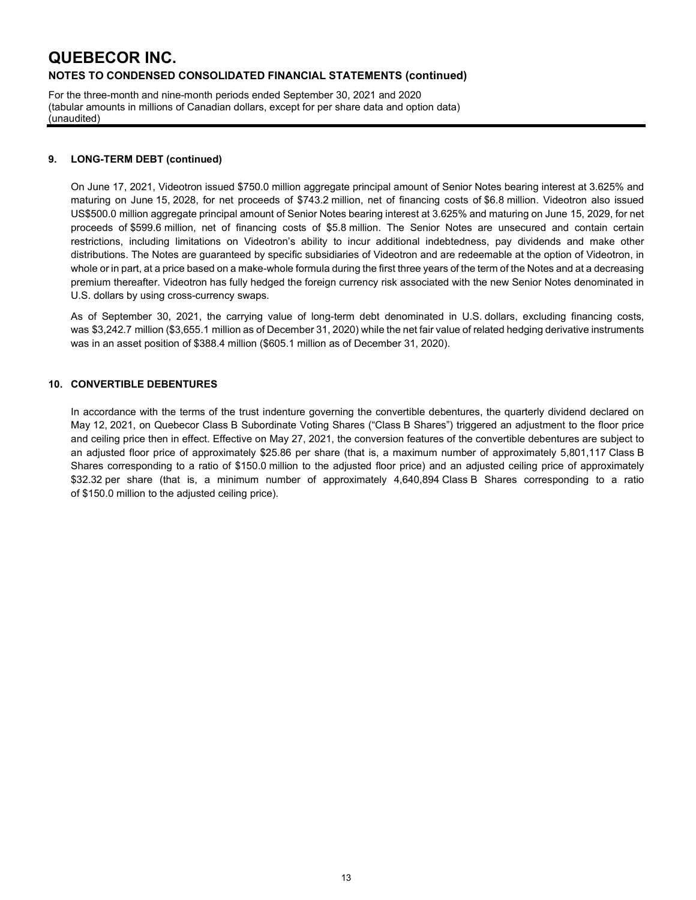### 9. LONG-TERM DEBT (continued)

On June 17, 2021, Videotron issued $750.0 million aggregate principal amount of Senior Notes bearing interest at 3.625% and maturing on June 15, 2028, for net proceeds of $743.2 million, net of financing costs of $6.8 million. Videotron also issued US$500.0 million aggregate principal amount of Senior Notes bearing interest at 3.625% and maturing on June 15, 2029, for net proceeds of $599.6 million, net of financing costs of $5.8 million. The Senior Notes are unsecured and contain certain restrictions, including limitations on Videotron's ability to incur additional indebtedness, pay dividends and make other distributions. The Notes are guaranteed by specific subsidiaries of Videotron and are redeemable at the option of Videotron, in whole or in part, at a price based on a make-whole formula during the first three years of the term of the Notes and at a decreasing premium thereafter. Videotron has fully hedged the foreign currency risk associated with the new Senior Notes denominated in U.S. dollars by using cross-currency swaps.

As of September 30, 2021, the carrying value of long-term debt denominated in U.S. dollars, excluding financing costs, was $3,242.7 million ($3,655.1 million as of December 31, 2020) while the net fair value of related hedging derivative instruments was in an asset position of $388.4 million ($605.1 million as of December 31, 2020).

### 10. CONVERTIBLE DEBENTURES

In accordance with the terms of the trust indenture governing the convertible debentures, the quarterly dividend declared on May 12, 2021, on Quebecor Class B Subordinate Voting Shares ("Class B Shares") triggered an adjustment to the floor price and ceiling price then in effect. Effective on May 27, 2021, the conversion features of the convertible debentures are subject to an adjusted floor price of approximately $25.86 per share (that is, a maximum number of approximately 5,801,117 Class B Shares corresponding to a ratio of $150.0 million to the adjusted floor price) and an adjusted ceiling price of approximately $32.32 per share (that is, a minimum number of approximately 4,640,894 Class B Shares corresponding to a ratio of $150.0 million to the adjusted ceiling price).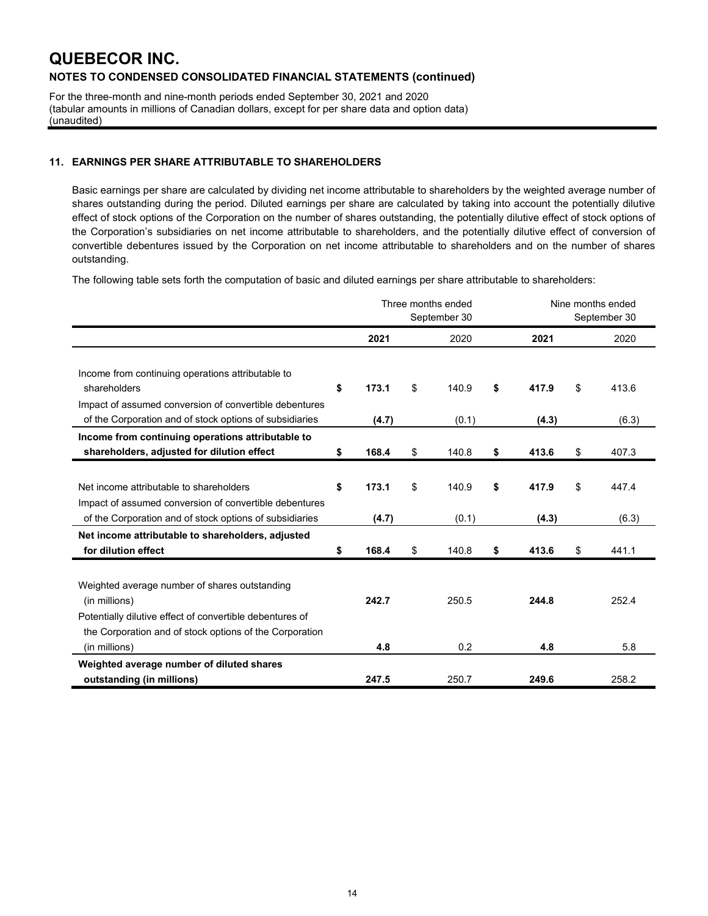# QUEBECOR INC.

## NOTES TO CONDENSED CONSOLIDATED FINANCIAL STATEMENTS (continued)

For the three-month and nine-month periods ended September 30, 2021 and 2020
(tabular amounts in millions of Canadian dollars, except for per share data and option data)
(unaudited)

### 11. EARNINGS PER SHARE ATTRIBUTABLE TO SHAREHOLDERS

Basic earnings per share are calculated by dividing net income attributable to shareholders by the weighted average number of shares outstanding during the period. Diluted earnings per share are calculated by taking into account the potentially dilutive effect of stock options of the Corporation on the number of shares outstanding, the potentially dilutive effect of stock options of the Corporation's subsidiaries on net income attributable to shareholders, and the potentially dilutive effect of conversion of convertible debentures issued by the Corporation on net income attributable to shareholders and on the number of shares outstanding.

The following table sets forth the computation of basic and diluted earnings per share attributable to shareholders:

| | Three months ended September 30 | | Nine months ended September 30 | |
|---|---|---|---|---|
| | **2021** | 2020 | **2021** | 2020 |
| Income from continuing operations attributable to shareholders | **$ 173.1** | $ 140.9 | **$ 417.9** | $ 413.6 |
| Impact of assumed conversion of convertible debentures of the Corporation and of stock options of subsidiaries | **(4.7)** | (0.1) | **(4.3)** | (6.3) |
| **Income from continuing operations attributable to shareholders, adjusted for dilution effect** | **$ 168.4** | $ 140.8 | **$ 413.6** | $ 407.3 |
| Net income attributable to shareholders | **$ 173.1** | $ 140.9 | **$ 417.9** | $ 447.4 |
| Impact of assumed conversion of convertible debentures of the Corporation and of stock options of subsidiaries | **(4.7)** | (0.1) | **(4.3)** | (6.3) |
| **Net income attributable to shareholders, adjusted for dilution effect** | **$ 168.4** | $ 140.8 | **$ 413.6** | $ 441.1 |
| Weighted average number of shares outstanding (in millions) | **242.7** | 250.5 | **244.8** | 252.4 |
| Potentially dilutive effect of convertible debentures of the Corporation and of stock options of the Corporation (in millions) | **4.8** | 0.2 | **4.8** | 5.8 |
| **Weighted average number of diluted shares outstanding (in millions)** | **247.5** | 250.7 | **249.6** | 258.2 |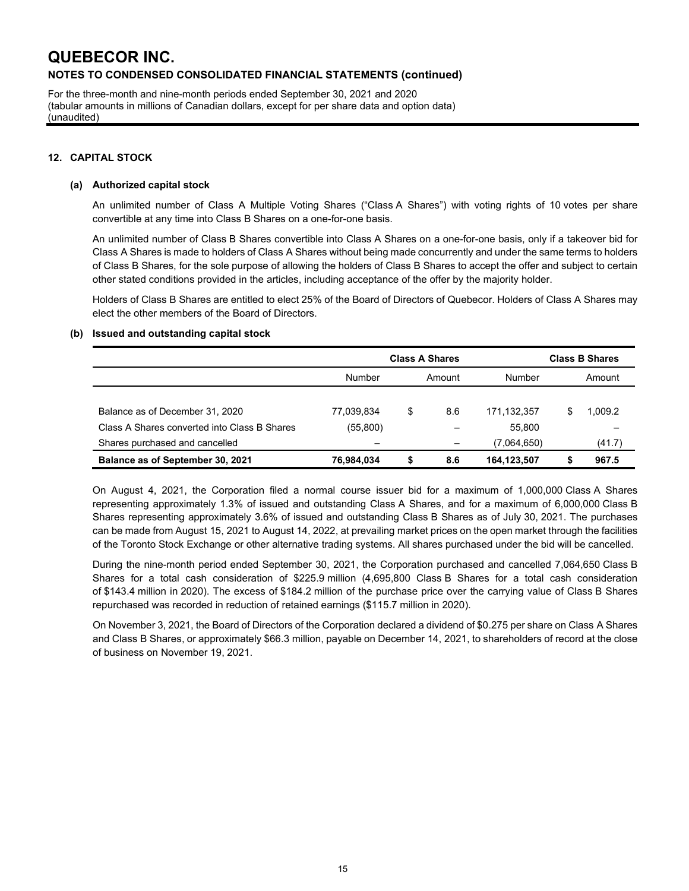# QUEBECOR INC.

## NOTES TO CONDENSED CONSOLIDATED FINANCIAL STATEMENTS (continued)

For the three-month and nine-month periods ended September 30, 2021 and 2020
(tabular amounts in millions of Canadian dollars, except for per share data and option data)
(unaudited)

### 12. CAPITAL STOCK

#### (a) Authorized capital stock

An unlimited number of Class A Multiple Voting Shares ("Class A Shares") with voting rights of 10 votes per share convertible at any time into Class B Shares on a one-for-one basis.

An unlimited number of Class B Shares convertible into Class A Shares on a one-for-one basis, only if a takeover bid for Class A Shares is made to holders of Class A Shares without being made concurrently and under the same terms to holders of Class B Shares, for the sole purpose of allowing the holders of Class B Shares to accept the offer and subject to certain other stated conditions provided in the articles, including acceptance of the offer by the majority holder.

Holders of Class B Shares are entitled to elect 25% of the Board of Directors of Quebecor. Holders of Class A Shares may elect the other members of the Board of Directors.

#### (b) Issued and outstanding capital stock

| | Class A Shares | | Class B Shares | |
|---|---|---|---|---|
| | Number | Amount | Number | Amount |
| Balance as of December 31, 2020 | 77,039,834 | $ 8.6 | 171,132,357 | $ 1,009.2 |
| Class A Shares converted into Class B Shares | (55,800) | – | 55,800 | – |
| Shares purchased and cancelled | – | – | (7,064,650) | (41.7) |
| **Balance as of September 30, 2021** | **76,984,034** | **$ 8.6** | **164,123,507** | **$ 967.5** |

On August 4, 2021, the Corporation filed a normal course issuer bid for a maximum of 1,000,000 Class A Shares representing approximately 1.3% of issued and outstanding Class A Shares, and for a maximum of 6,000,000 Class B Shares representing approximately 3.6% of issued and outstanding Class B Shares as of July 30, 2021. The purchases can be made from August 15, 2021 to August 14, 2022, at prevailing market prices on the open market through the facilities of the Toronto Stock Exchange or other alternative trading systems. All shares purchased under the bid will be cancelled.

During the nine-month period ended September 30, 2021, the Corporation purchased and cancelled 7,064,650 Class B Shares for a total cash consideration of $225.9 million (4,695,800 Class B Shares for a total cash consideration of $143.4 million in 2020). The excess of $184.2 million of the purchase price over the carrying value of Class B Shares repurchased was recorded in reduction of retained earnings ($115.7 million in 2020).

On November 3, 2021, the Board of Directors of the Corporation declared a dividend of $0.275 per share on Class A Shares and Class B Shares, or approximately $66.3 million, payable on December 14, 2021, to shareholders of record at the close of business on November 19, 2021.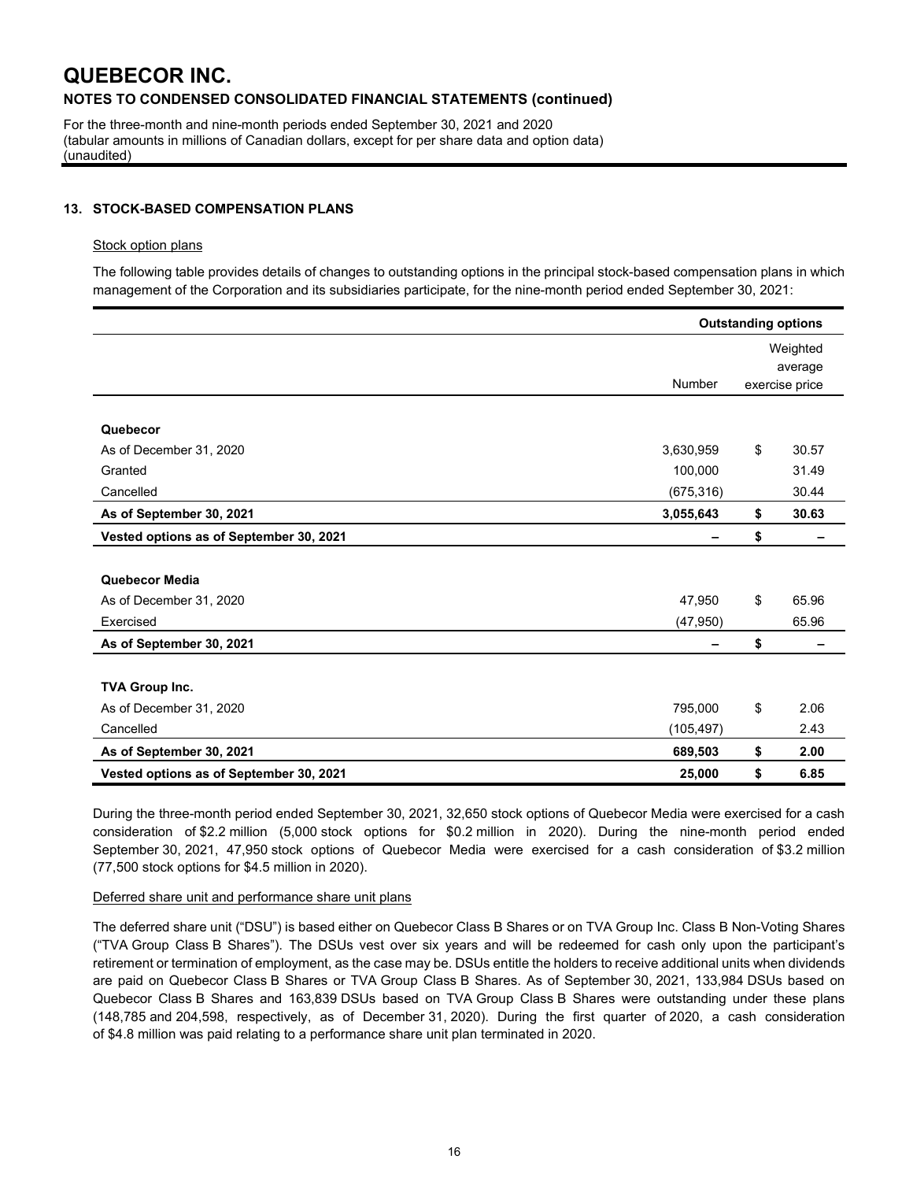# QUEBECOR INC.

## NOTES TO CONDENSED CONSOLIDATED FINANCIAL STATEMENTS (continued)

For the three-month and nine-month periods ended September 30, 2021 and 2020
(tabular amounts in millions of Canadian dollars, except for per share data and option data)
(unaudited)

### 13. STOCK-BASED COMPENSATION PLANS

Stock option plans

The following table provides details of changes to outstanding options in the principal stock-based compensation plans in which management of the Corporation and its subsidiaries participate, for the nine-month period ended September 30, 2021:

| | Outstanding options | |
|---|---|---|
| | Number | Weighted average exercise price |
| **Quebecor** | | |
| As of December 31, 2020 | 3,630,959 | $ 30.57 |
| Granted | 100,000 | 31.49 |
| Cancelled | (675,316) | 30.44 |
| **As of September 30, 2021** | **3,055,643** | **$ 30.63** |
| **Vested options as of September 30, 2021** | **–** | **$ –** |
| **Quebecor Media** | | |
| As of December 31, 2020 | 47,950 | $ 65.96 |
| Exercised | (47,950) | 65.96 |
| **As of September 30, 2021** | **–** | **$ –** |
| **TVA Group Inc.** | | |
| As of December 31, 2020 | 795,000 | $ 2.06 |
| Cancelled | (105,497) | 2.43 |
| **As of September 30, 2021** | **689,503** | **$ 2.00** |
| **Vested options as of September 30, 2021** | **25,000** | **$ 6.85** |

During the three-month period ended September 30, 2021, 32,650 stock options of Quebecor Media were exercised for a cash consideration of $2.2 million (5,000 stock options for $0.2 million in 2020). During the nine-month period ended September 30, 2021, 47,950 stock options of Quebecor Media were exercised for a cash consideration of $3.2 million (77,500 stock options for $4.5 million in 2020).

Deferred share unit and performance share unit plans

The deferred share unit ("DSU") is based either on Quebecor Class B Shares or on TVA Group Inc. Class B Non-Voting Shares ("TVA Group Class B Shares"). The DSUs vest over six years and will be redeemed for cash only upon the participant's retirement or termination of employment, as the case may be. DSUs entitle the holders to receive additional units when dividends are paid on Quebecor Class B Shares or TVA Group Class B Shares. As of September 30, 2021, 133,984 DSUs based on Quebecor Class B Shares and 163,839 DSUs based on TVA Group Class B Shares were outstanding under these plans (148,785 and 204,598, respectively, as of December 31, 2020). During the first quarter of 2020, a cash consideration of $4.8 million was paid relating to a performance share unit plan terminated in 2020.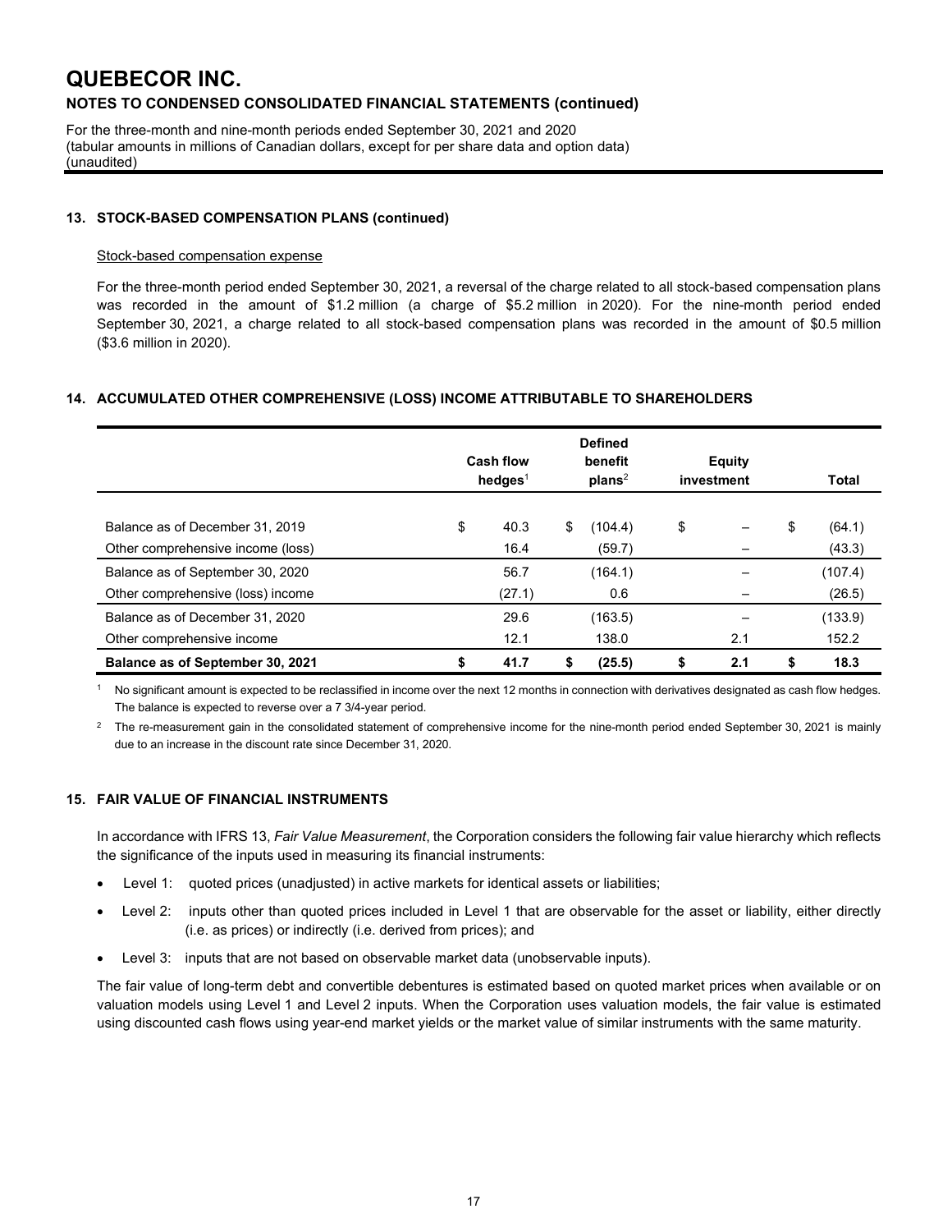# QUEBECOR INC.

## NOTES TO CONDENSED CONSOLIDATED FINANCIAL STATEMENTS (continued)

For the three-month and nine-month periods ended September 30, 2021 and 2020
(tabular amounts in millions of Canadian dollars, except for per share data and option data)
(unaudited)

### 13. STOCK-BASED COMPENSATION PLANS (continued)

Stock-based compensation expense

For the three-month period ended September 30, 2021, a reversal of the charge related to all stock-based compensation plans was recorded in the amount of $1.2 million (a charge of $5.2 million in 2020). For the nine-month period ended September 30, 2021, a charge related to all stock-based compensation plans was recorded in the amount of $0.5 million ($3.6 million in 2020).

### 14. ACCUMULATED OTHER COMPREHENSIVE (LOSS) INCOME ATTRIBUTABLE TO SHAREHOLDERS

| | Cash flow hedges[1] | Defined benefit plans[2] | Equity investment | Total |
|---|---|---|---|---|
| Balance as of December 31, 2019 | $ 40.3 | $ (104.4) | $ – | $ (64.1) |
| Other comprehensive income (loss) | 16.4 | (59.7) | – | (43.3) |
| Balance as of September 30, 2020 | 56.7 | (164.1) | – | (107.4) |
| Other comprehensive (loss) income | (27.1) | 0.6 | – | (26.5) |
| Balance as of December 31, 2020 | 29.6 | (163.5) | – | (133.9) |
| Other comprehensive income | 12.1 | 138.0 | 2.1 | 152.2 |
| **Balance as of September 30, 2021** | **$ 41.7** | **$ (25.5)** | **$ 2.1** | **$ 18.3** |

[1] No significant amount is expected to be reclassified in income over the next 12 months in connection with derivatives designated as cash flow hedges. The balance is expected to reverse over a 7 3/4-year period.

[2] The re-measurement gain in the consolidated statement of comprehensive income for the nine-month period ended September 30, 2021 is mainly due to an increase in the discount rate since December 31, 2020.

### 15. FAIR VALUE OF FINANCIAL INSTRUMENTS

In accordance with IFRS 13, *Fair Value Measurement*, the Corporation considers the following fair value hierarchy which reflects the significance of the inputs used in measuring its financial instruments:

- Level 1: quoted prices (unadjusted) in active markets for identical assets or liabilities;
- Level 2: inputs other than quoted prices included in Level 1 that are observable for the asset or liability, either directly (i.e. as prices) or indirectly (i.e. derived from prices); and
- Level 3: inputs that are not based on observable market data (unobservable inputs).

The fair value of long-term debt and convertible debentures is estimated based on quoted market prices when available or on valuation models using Level 1 and Level 2 inputs. When the Corporation uses valuation models, the fair value is estimated using discounted cash flows using year-end market yields or the market value of similar instruments with the same maturity.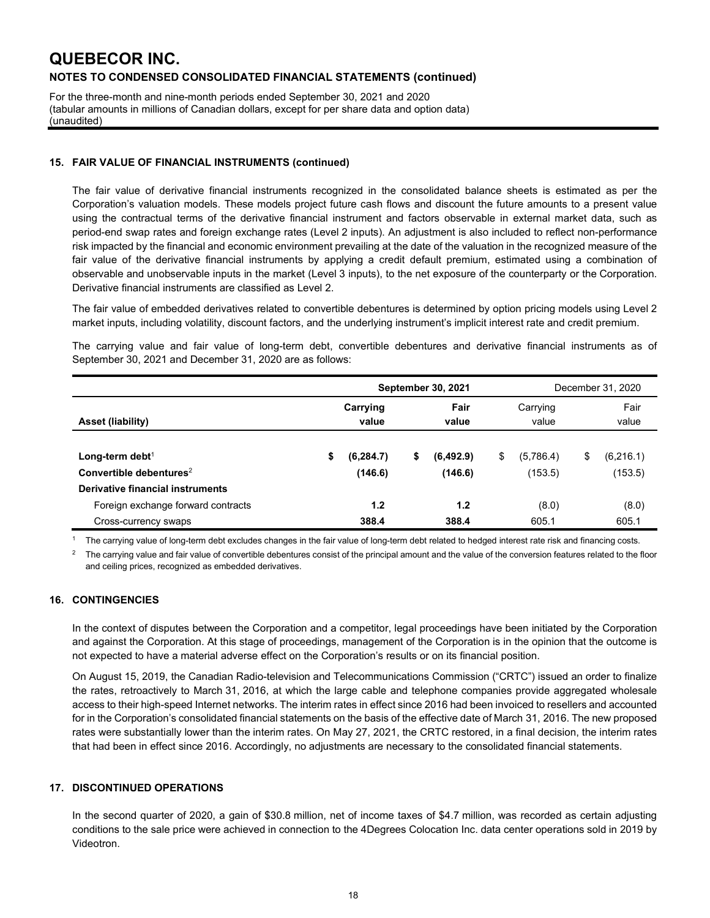## 15. FAIR VALUE OF FINANCIAL INSTRUMENTS (continued)

The fair value of derivative financial instruments recognized in the consolidated balance sheets is estimated as per the Corporation's valuation models. These models project future cash flows and discount the future amounts to a present value using the contractual terms of the derivative financial instrument and factors observable in external market data, such as period-end swap rates and foreign exchange rates (Level 2 inputs). An adjustment is also included to reflect non-performance risk impacted by the financial and economic environment prevailing at the date of the valuation in the recognized measure of the fair value of the derivative financial instruments by applying a credit default premium, estimated using a combination of observable and unobservable inputs in the market (Level 3 inputs), to the net exposure of the counterparty or the Corporation. Derivative financial instruments are classified as Level 2.

The fair value of embedded derivatives related to convertible debentures is determined by option pricing models using Level 2 market inputs, including volatility, discount factors, and the underlying instrument's implicit interest rate and credit premium.

The carrying value and fair value of long-term debt, convertible debentures and derivative financial instruments as of September 30, 2021 and December 31, 2020 are as follows:

| | **September 30, 2021** | | December 31, 2020 | |
|---|---|---|---|---|
| **Asset (liability)** | **Carrying value** | **Fair value** | Carrying value | Fair value |
| **Long-term debt**[1] | **$ (6,284.7)** | **$ (6,492.9)** | $ (5,786.4) | $ (6,216.1) |
| **Convertible debentures**[2] | **(146.6)** | **(146.6)** | (153.5) | (153.5) |
| **Derivative financial instruments** | | | | |
| Foreign exchange forward contracts | **1.2** | **1.2** | (8.0) | (8.0) |
| Cross-currency swaps | **388.4** | **388.4** | 605.1 | 605.1 |

[1] The carrying value of long-term debt excludes changes in the fair value of long-term debt related to hedged interest rate risk and financing costs.

[2] The carrying value and fair value of convertible debentures consist of the principal amount and the value of the conversion features related to the floor and ceiling prices, recognized as embedded derivatives.

## 16. CONTINGENCIES

In the context of disputes between the Corporation and a competitor, legal proceedings have been initiated by the Corporation and against the Corporation. At this stage of proceedings, management of the Corporation is in the opinion that the outcome is not expected to have a material adverse effect on the Corporation's results or on its financial position.

On August 15, 2019, the Canadian Radio-television and Telecommunications Commission ("CRTC") issued an order to finalize the rates, retroactively to March 31, 2016, at which the large cable and telephone companies provide aggregated wholesale access to their high-speed Internet networks. The interim rates in effect since 2016 had been invoiced to resellers and accounted for in the Corporation's consolidated financial statements on the basis of the effective date of March 31, 2016. The new proposed rates were substantially lower than the interim rates. On May 27, 2021, the CRTC restored, in a final decision, the interim rates that had been in effect since 2016. Accordingly, no adjustments are necessary to the consolidated financial statements.

## 17. DISCONTINUED OPERATIONS

In the second quarter of 2020, a gain of $30.8 million, net of income taxes of $4.7 million, was recorded as certain adjusting conditions to the sale price were achieved in connection to the 4Degrees Colocation Inc. data center operations sold in 2019 by Videotron.